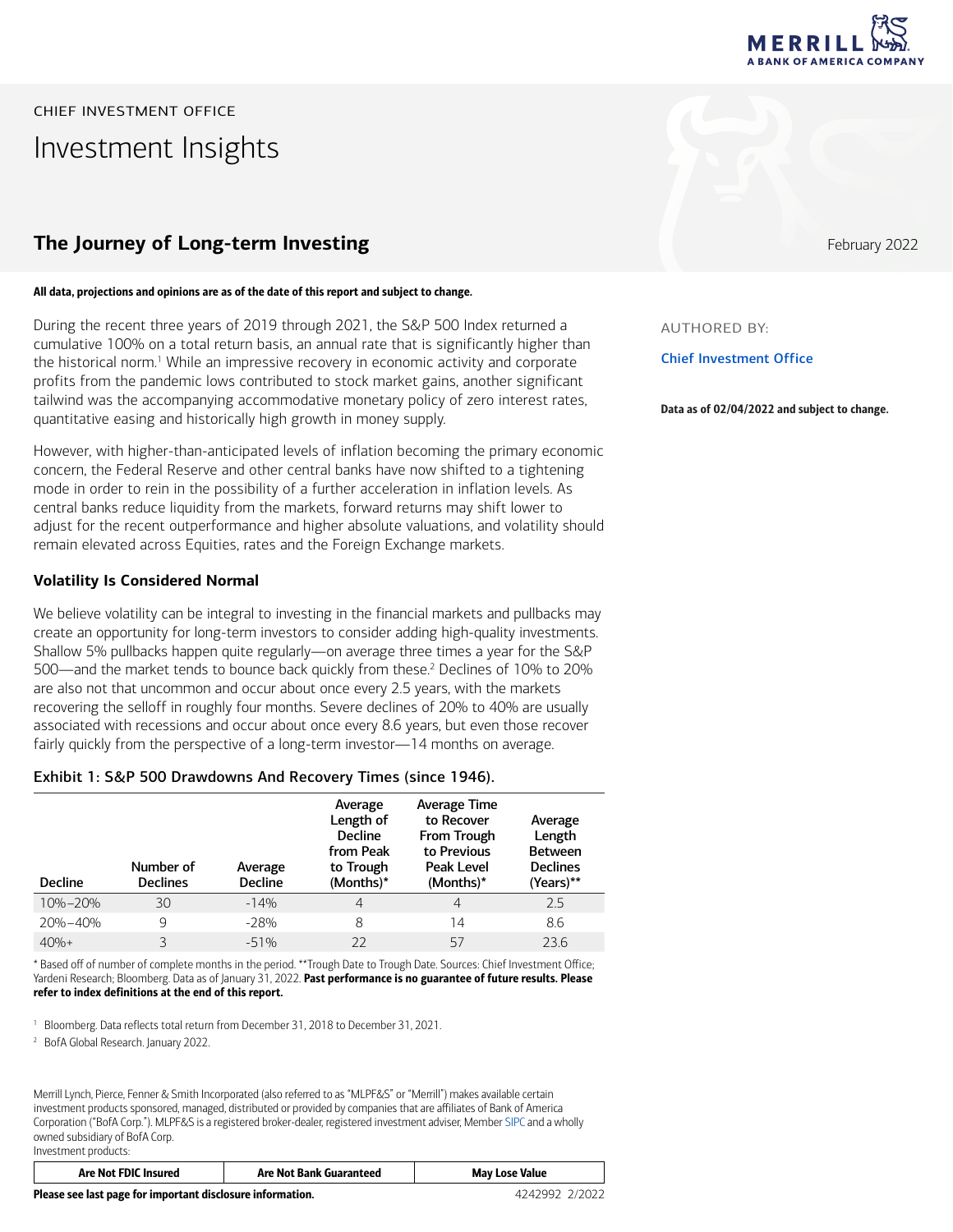CHIEF INVESTMENT OFFICE

# Investment Insights

## The Journey of Long-term Investing

February 2022

**All data, projections and opinions are as of the date of this report and subject to change.**

AUTHORED BY:

**Chief Investment Office**

**Data as of 02/04/2022 and subject to change.**

During the recent three years of 2019 through 2021, the S&P 500 Index returned a cumulative 100% on a total return basis, an annual rate that is significantly higher than the historical norm.[1] While an impressive recovery in economic activity and corporate profits from the pandemic lows contributed to stock market gains, another significant tailwind was the accompanying accommodative monetary policy of zero interest rates, quantitative easing and historically high growth in money supply.

However, with higher-than-anticipated levels of inflation becoming the primary economic concern, the Federal Reserve and other central banks have now shifted to a tightening mode in order to rein in the possibility of a further acceleration in inflation levels. As central banks reduce liquidity from the markets, forward returns may shift lower to adjust for the recent outperformance and higher absolute valuations, and volatility should remain elevated across Equities, rates and the Foreign Exchange markets.

### Volatility Is Considered Normal

We believe volatility can be integral to investing in the financial markets and pullbacks may create an opportunity for long-term investors to consider adding high-quality investments. Shallow 5% pullbacks happen quite regularly—on average three times a year for the S&P 500—and the market tends to bounce back quickly from these.[2] Declines of 10% to 20% are also not that uncommon and occur about once every 2.5 years, with the markets recovering the selloff in roughly four months. Severe declines of 20% to 40% are usually associated with recessions and occur about once every 8.6 years, but even those recover fairly quickly from the perspective of a long-term investor—14 months on average.

**Exhibit 1: S&P 500 Drawdowns And Recovery Times (since 1946).**

| Decline | Number of Declines | Average Decline | Average Length of Decline from Peak to Trough (Months)* | Average Time to Recover From Trough to Previous Peak Level (Months)* | Average Length Between Declines (Years)** |
|---|---|---|---|---|---|
| 10%–20% | 30 | -14% | 4 | 4 | 2.5 |
| 20%–40% | 9 | -28% | 8 | 14 | 8.6 |
| 40%+ | 3 | -51% | 22 | 57 | 23.6 |

\* Based off of number of complete months in the period. **Trough Date to Trough Date. Sources: Chief Investment Office; Yardeni Research; Bloomberg. Data as of January 31, 2022. **Past performance is no guarantee of future results. Please refer to index definitions at the end of this report.**

[1] Bloomberg. Data reflects total return from December 31, 2018 to December 31, 2021.

[2] BofA Global Research. January 2022.

Merrill Lynch, Pierce, Fenner & Smith Incorporated (also referred to as "MLPF&S" or "Merrill") makes available certain investment products sponsored, managed, distributed or provided by companies that are affiliates of Bank of America Corporation ("BofA Corp."). MLPF&S is a registered broker-dealer, registered investment adviser, Member SIPC and a wholly owned subsidiary of BofA Corp.

Investment products:

| Are Not FDIC Insured | Are Not Bank Guaranteed | May Lose Value |
|---|---|---|

**Please see last page for important disclosure information.**

4242992 2/2022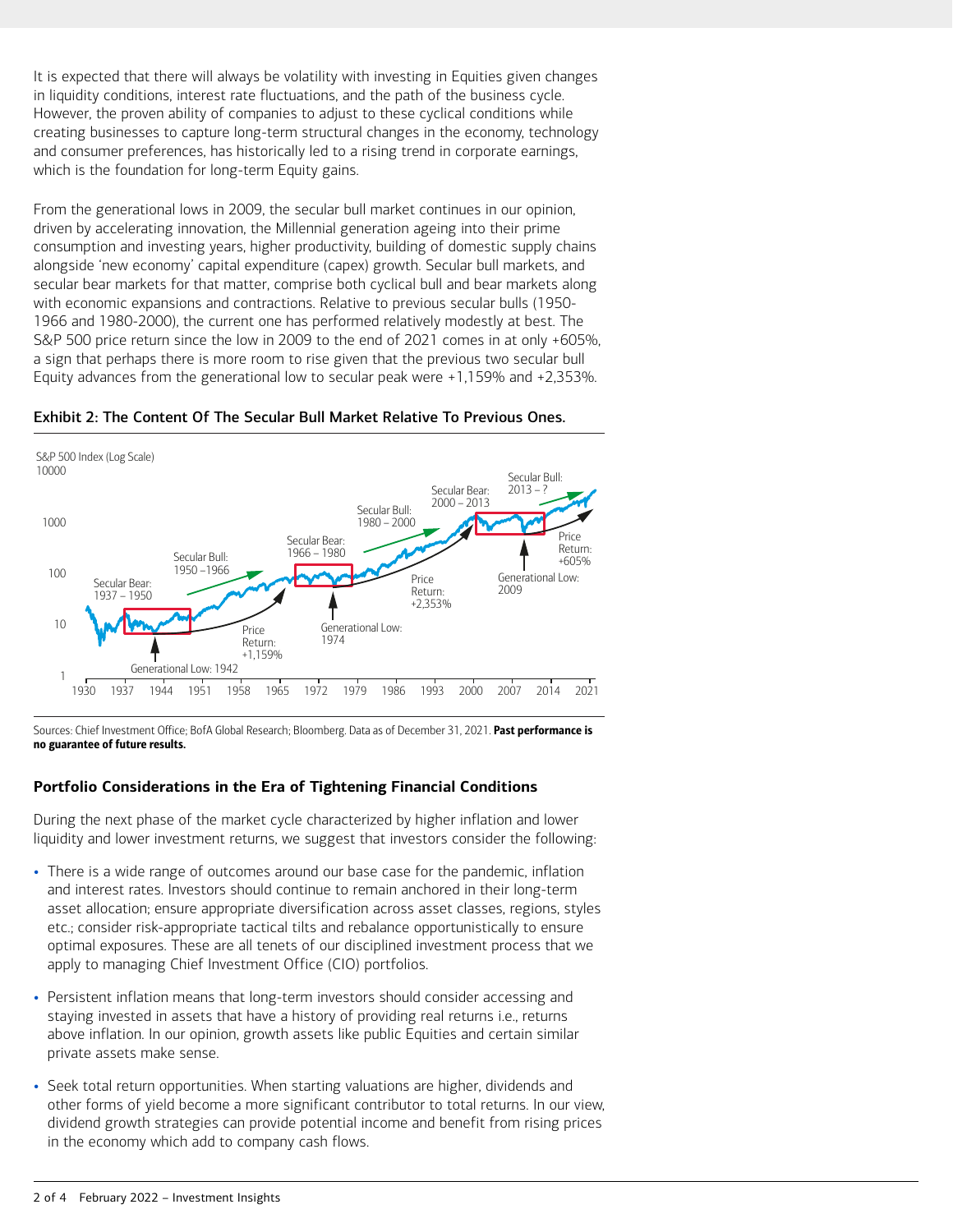It is expected that there will always be volatility with investing in Equities given changes in liquidity conditions, interest rate fluctuations, and the path of the business cycle. However, the proven ability of companies to adjust to these cyclical conditions while creating businesses to capture long-term structural changes in the economy, technology and consumer preferences, has historically led to a rising trend in corporate earnings, which is the foundation for long-term Equity gains.

From the generational lows in 2009, the secular bull market continues in our opinion, driven by accelerating innovation, the Millennial generation ageing into their prime consumption and investing years, higher productivity, building of domestic supply chains alongside 'new economy' capital expenditure (capex) growth. Secular bull markets, and secular bear markets for that matter, comprise both cyclical bull and bear markets along with economic expansions and contractions. Relative to previous secular bulls (1950-1966 and 1980-2000), the current one has performed relatively modestly at best. The S&P 500 price return since the low in 2009 to the end of 2021 comes in at only +605%, a sign that perhaps there is more room to rise given that the previous two secular bull Equity advances from the generational low to secular peak were +1,159% and +2,353%.

**Exhibit 2: The Content Of The Secular Bull Market Relative To Previous Ones.**

S&P 500 Index (Log Scale)

Secular Bear: 1937 – 1950; Secular Bull: 1950 – 1966; Secular Bear: 1966 – 1980; Secular Bull: 1980 – 2000; Secular Bear: 2000 – 2013; Secular Bull: 2013 – ?

Generational Low: 1942 — Price Return: +1,159%; Generational Low: 1974 — Price Return: +2,353%; Generational Low: 2009 — Price Return: +605%

Sources: Chief Investment Office; BofA Global Research; Bloomberg. Data as of December 31, 2021. **Past performance is no guarantee of future results.**

### Portfolio Considerations in the Era of Tightening Financial Conditions

During the next phase of the market cycle characterized by higher inflation and lower liquidity and lower investment returns, we suggest that investors consider the following:

- There is a wide range of outcomes around our base case for the pandemic, inflation and interest rates. Investors should continue to remain anchored in their long-term asset allocation; ensure appropriate diversification across asset classes, regions, styles etc.; consider risk-appropriate tactical tilts and rebalance opportunistically to ensure optimal exposures. These are all tenets of our disciplined investment process that we apply to managing Chief Investment Office (CIO) portfolios.
- Persistent inflation means that long-term investors should consider accessing and staying invested in assets that have a history of providing real returns i.e., returns above inflation. In our opinion, growth assets like public Equities and certain similar private assets make sense.
- Seek total return opportunities. When starting valuations are higher, dividends and other forms of yield become a more significant contributor to total returns. In our view, dividend growth strategies can provide potential income and benefit from rising prices in the economy which add to company cash flows.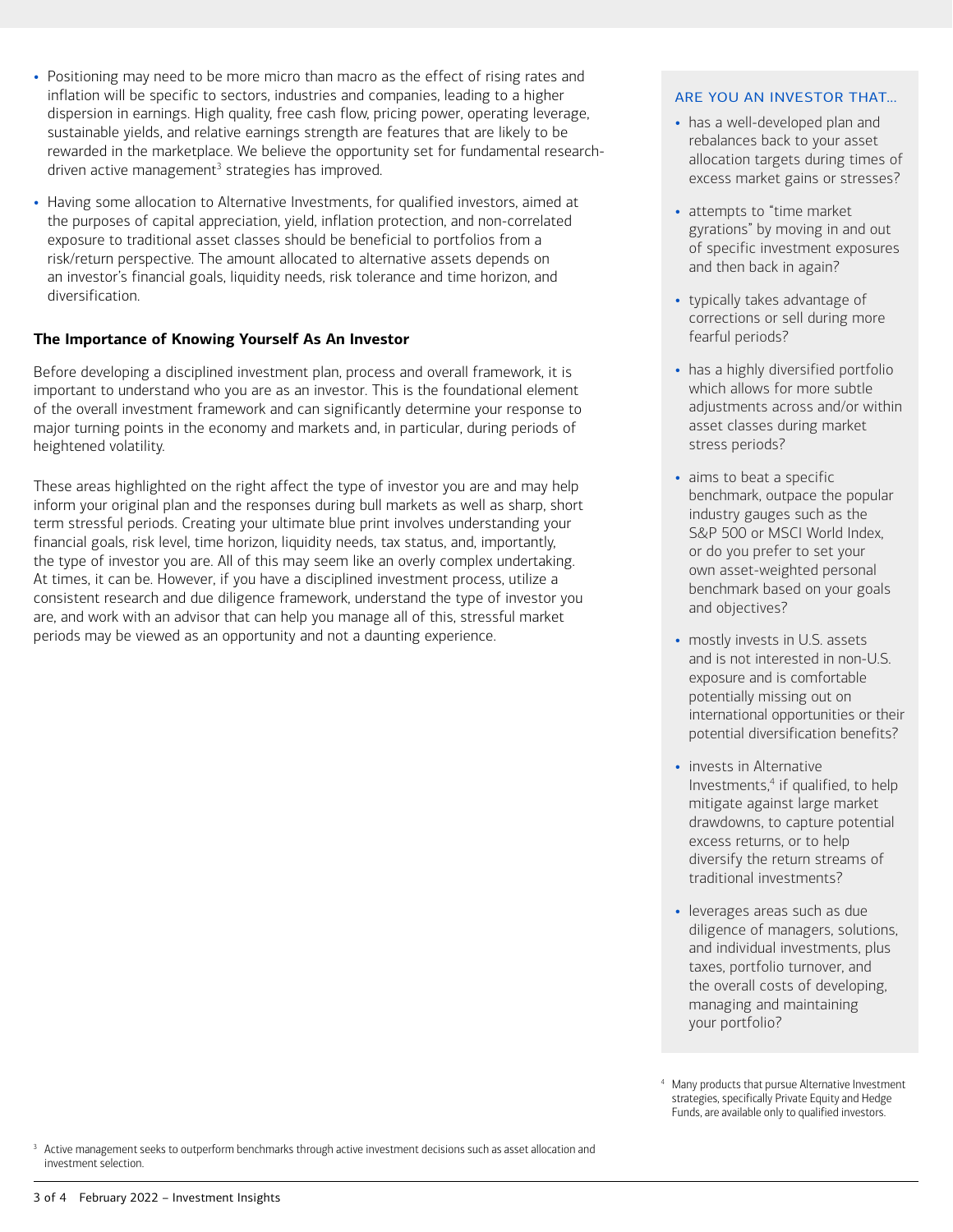- Positioning may need to be more micro than macro as the effect of rising rates and inflation will be specific to sectors, industries and companies, leading to a higher dispersion in earnings. High quality, free cash flow, pricing power, operating leverage, sustainable yields, and relative earnings strength are features that are likely to be rewarded in the marketplace. We believe the opportunity set for fundamental research-driven active management[3] strategies has improved.
- Having some allocation to Alternative Investments, for qualified investors, aimed at the purposes of capital appreciation, yield, inflation protection, and non-correlated exposure to traditional asset classes should be beneficial to portfolios from a risk/return perspective. The amount allocated to alternative assets depends on an investor's financial goals, liquidity needs, risk tolerance and time horizon, and diversification.

**The Importance of Knowing Yourself As An Investor**

Before developing a disciplined investment plan, process and overall framework, it is important to understand who you are as an investor. This is the foundational element of the overall investment framework and can significantly determine your response to major turning points in the economy and markets and, in particular, during periods of heightened volatility.

These areas highlighted on the right affect the type of investor you are and may help inform your original plan and the responses during bull markets as well as sharp, short term stressful periods. Creating your ultimate blue print involves understanding your financial goals, risk level, time horizon, liquidity needs, tax status, and, importantly, the type of investor you are. All of this may seem like an overly complex undertaking. At times, it can be. However, if you have a disciplined investment process, utilize a consistent research and due diligence framework, understand the type of investor you are, and work with an advisor that can help you manage all of this, stressful market periods may be viewed as an opportunity and not a daunting experience.

ARE YOU AN INVESTOR THAT…

- has a well-developed plan and rebalances back to your asset allocation targets during times of excess market gains or stresses?
- attempts to "time market gyrations" by moving in and out of specific investment exposures and then back in again?
- typically takes advantage of corrections or sell during more fearful periods?
- has a highly diversified portfolio which allows for more subtle adjustments across and/or within asset classes during market stress periods?
- aims to beat a specific benchmark, outpace the popular industry gauges such as the S&P 500 or MSCI World Index, or do you prefer to set your own asset-weighted personal benchmark based on your goals and objectives?
- mostly invests in U.S. assets and is not interested in non-U.S. exposure and is comfortable potentially missing out on international opportunities or their potential diversification benefits?
- invests in Alternative Investments,[4] if qualified, to help mitigate against large market drawdowns, to capture potential excess returns, or to help diversify the return streams of traditional investments?
- leverages areas such as due diligence of managers, solutions, and individual investments, plus taxes, portfolio turnover, and the overall costs of developing, managing and maintaining your portfolio?

[4] Many products that pursue Alternative Investment strategies, specifically Private Equity and Hedge Funds, are available only to qualified investors.

[3] Active management seeks to outperform benchmarks through active investment decisions such as asset allocation and investment selection.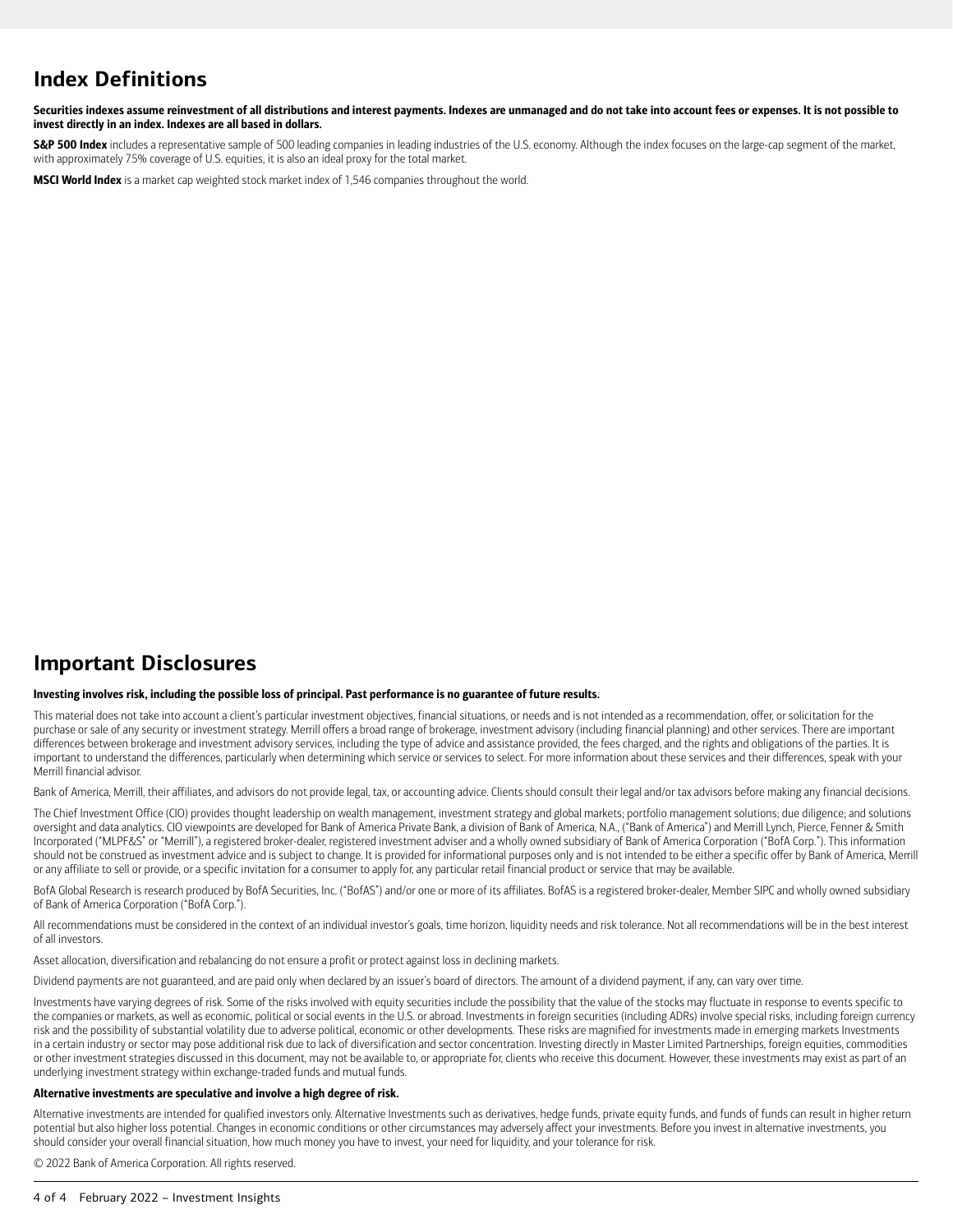## Index Definitions

**Securities indexes assume reinvestment of all distributions and interest payments. Indexes are unmanaged and do not take into account fees or expenses. It is not possible to invest directly in an index. Indexes are all based in dollars.**

**S&P 500 Index** includes a representative sample of 500 leading companies in leading industries of the U.S. economy. Although the index focuses on the large-cap segment of the market, with approximately 75% coverage of U.S. equities, it is also an ideal proxy for the total market.

**MSCI World Index** is a market cap weighted stock market index of 1,546 companies throughout the world.

## Important Disclosures

**Investing involves risk, including the possible loss of principal. Past performance is no guarantee of future results.**

This material does not take into account a client's particular investment objectives, financial situations, or needs and is not intended as a recommendation, offer, or solicitation for the purchase or sale of any security or investment strategy. Merrill offers a broad range of brokerage, investment advisory (including financial planning) and other services. There are important differences between brokerage and investment advisory services, including the type of advice and assistance provided, the fees charged, and the rights and obligations of the parties. It is important to understand the differences, particularly when determining which service or services to select. For more information about these services and their differences, speak with your Merrill financial advisor.

Bank of America, Merrill, their affiliates, and advisors do not provide legal, tax, or accounting advice. Clients should consult their legal and/or tax advisors before making any financial decisions.

The Chief Investment Office (CIO) provides thought leadership on wealth management, investment strategy and global markets; portfolio management solutions; due diligence; and solutions oversight and data analytics. CIO viewpoints are developed for Bank of America Private Bank, a division of Bank of America, N.A., ("Bank of America") and Merrill Lynch, Pierce, Fenner & Smith Incorporated ("MLPF&S" or "Merrill"), a registered broker-dealer, registered investment adviser and a wholly owned subsidiary of Bank of America Corporation ("BofA Corp."). This information should not be construed as investment advice and is subject to change. It is provided for informational purposes only and is not intended to be either a specific offer by Bank of America, Merrill or any affiliate to sell or provide, or a specific invitation for a consumer to apply for, any particular retail financial product or service that may be available.

BofA Global Research is research produced by BofA Securities, Inc. ("BofAS") and/or one or more of its affiliates. BofAS is a registered broker-dealer, Member SIPC and wholly owned subsidiary of Bank of America Corporation ("BofA Corp.").

All recommendations must be considered in the context of an individual investor's goals, time horizon, liquidity needs and risk tolerance. Not all recommendations will be in the best interest of all investors.

Asset allocation, diversification and rebalancing do not ensure a profit or protect against loss in declining markets.

Dividend payments are not guaranteed, and are paid only when declared by an issuer's board of directors. The amount of a dividend payment, if any, can vary over time.

Investments have varying degrees of risk. Some of the risks involved with equity securities include the possibility that the value of the stocks may fluctuate in response to events specific to the companies or markets, as well as economic, political or social events in the U.S. or abroad. Investments in foreign securities (including ADRs) involve special risks, including foreign currency risk and the possibility of substantial volatility due to adverse political, economic or other developments. These risks are magnified for investments made in emerging markets Investments in a certain industry or sector may pose additional risk due to lack of diversification and sector concentration. Investing directly in Master Limited Partnerships, foreign equities, commodities or other investment strategies discussed in this document, may not be available to, or appropriate for, clients who receive this document. However, these investments may exist as part of an underlying investment strategy within exchange-traded funds and mutual funds.

**Alternative investments are speculative and involve a high degree of risk.**

Alternative investments are intended for qualified investors only. Alternative Investments such as derivatives, hedge funds, private equity funds, and funds of funds can result in higher return potential but also higher loss potential. Changes in economic conditions or other circumstances may adversely affect your investments. Before you invest in alternative investments, you should consider your overall financial situation, how much money you have to invest, your need for liquidity, and your tolerance for risk.

© 2022 Bank of America Corporation. All rights reserved.